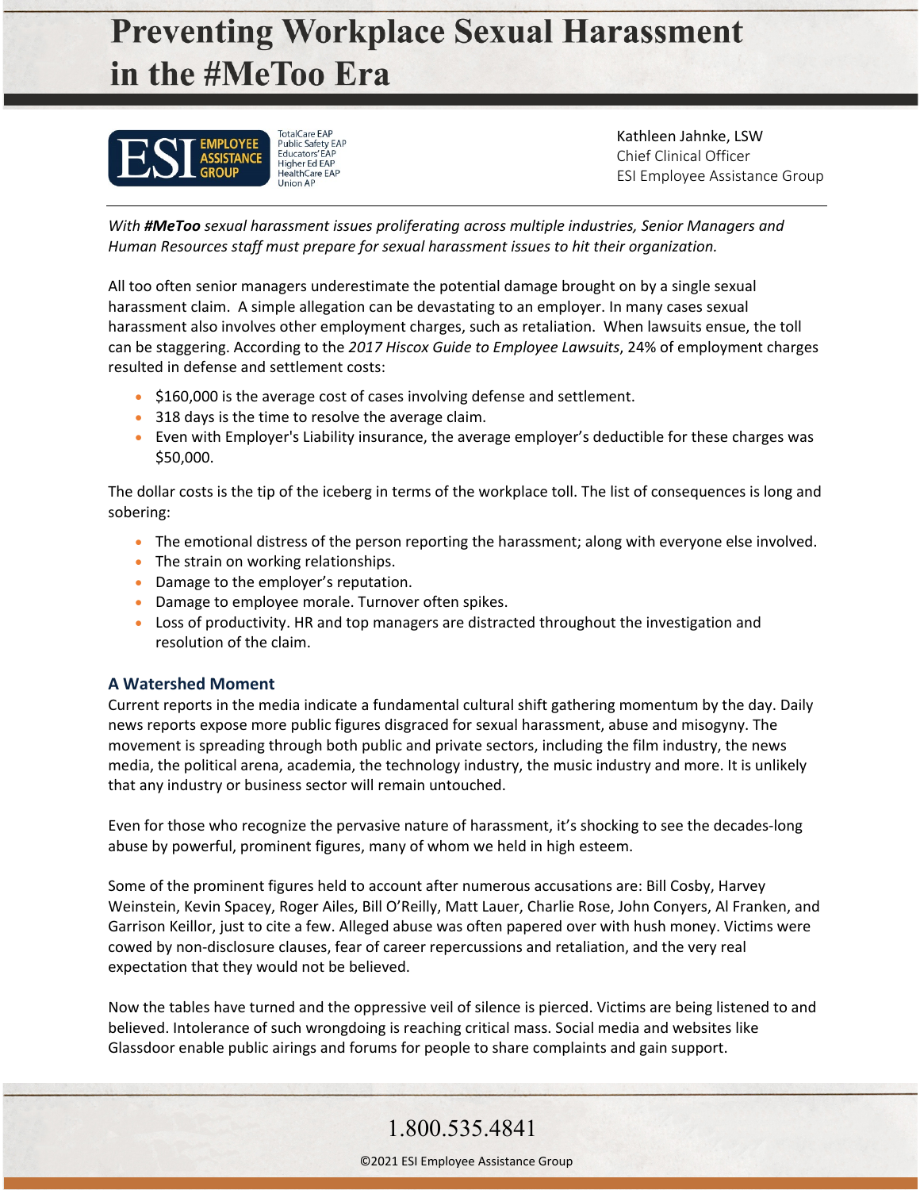# Preventing Workplace Sexual Harassment in the #MeToo Era

ESI EMPLOYEE ASSISTANCE GROUP

TotalCare EAP
Public Safety EAP
Educators' EAP
Higher Ed EAP
HealthCare EAP
Union AP

Kathleen Jahnke, LSW
Chief Clinical Officer
ESI Employee Assistance Group

*With **#MeToo** sexual harassment issues proliferating across multiple industries, Senior Managers and Human Resources staff must prepare for sexual harassment issues to hit their organization.*

All too often senior managers underestimate the potential damage brought on by a single sexual harassment claim. A simple allegation can be devastating to an employer. In many cases sexual harassment also involves other employment charges, such as retaliation. When lawsuits ensue, the toll can be staggering. According to the *2017 Hiscox Guide to Employee Lawsuits*, 24% of employment charges resulted in defense and settlement costs:

- $160,000 is the average cost of cases involving defense and settlement.
- 318 days is the time to resolve the average claim.
- Even with Employer's Liability insurance, the average employer's deductible for these charges was $50,000.

The dollar costs is the tip of the iceberg in terms of the workplace toll. The list of consequences is long and sobering:

- The emotional distress of the person reporting the harassment; along with everyone else involved.
- The strain on working relationships.
- Damage to the employer's reputation.
- Damage to employee morale. Turnover often spikes.
- Loss of productivity. HR and top managers are distracted throughout the investigation and resolution of the claim.

### A Watershed Moment

Current reports in the media indicate a fundamental cultural shift gathering momentum by the day. Daily news reports expose more public figures disgraced for sexual harassment, abuse and misogyny. The movement is spreading through both public and private sectors, including the film industry, the news media, the political arena, academia, the technology industry, the music industry and more. It is unlikely that any industry or business sector will remain untouched.

Even for those who recognize the pervasive nature of harassment, it's shocking to see the decades-long abuse by powerful, prominent figures, many of whom we held in high esteem.

Some of the prominent figures held to account after numerous accusations are: Bill Cosby, Harvey Weinstein, Kevin Spacey, Roger Ailes, Bill O'Reilly, Matt Lauer, Charlie Rose, John Conyers, Al Franken, and Garrison Keillor, just to cite a few. Alleged abuse was often papered over with hush money. Victims were cowed by non-disclosure clauses, fear of career repercussions and retaliation, and the very real expectation that they would not be believed.

Now the tables have turned and the oppressive veil of silence is pierced. Victims are being listened to and believed. Intolerance of such wrongdoing is reaching critical mass. Social media and websites like Glassdoor enable public airings and forums for people to share complaints and gain support.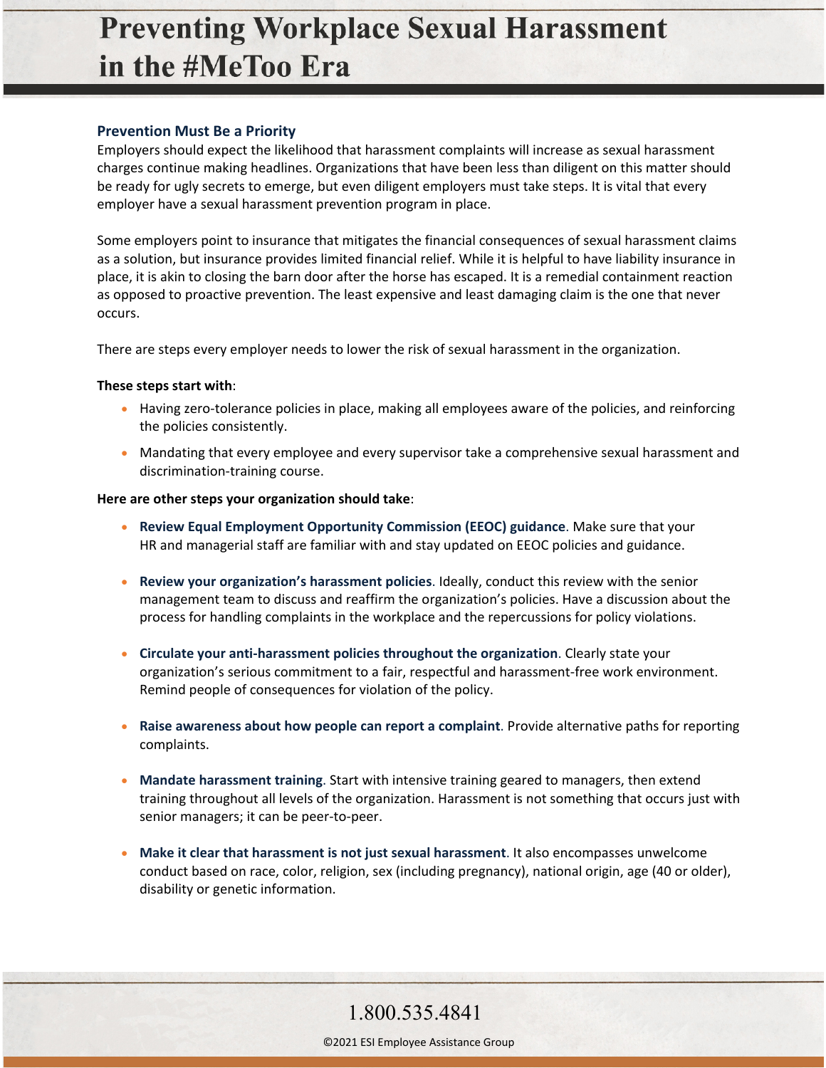# Preventing Workplace Sexual Harassment in the #MeToo Era

## Prevention Must Be a Priority

Employers should expect the likelihood that harassment complaints will increase as sexual harassment charges continue making headlines. Organizations that have been less than diligent on this matter should be ready for ugly secrets to emerge, but even diligent employers must take steps. It is vital that every employer have a sexual harassment prevention program in place.

Some employers point to insurance that mitigates the financial consequences of sexual harassment claims as a solution, but insurance provides limited financial relief. While it is helpful to have liability insurance in place, it is akin to closing the barn door after the horse has escaped. It is a remedial containment reaction as opposed to proactive prevention. The least expensive and least damaging claim is the one that never occurs.

There are steps every employer needs to lower the risk of sexual harassment in the organization.

**These steps start with**:

- Having zero-tolerance policies in place, making all employees aware of the policies, and reinforcing the policies consistently.
- Mandating that every employee and every supervisor take a comprehensive sexual harassment and discrimination-training course.

**Here are other steps your organization should take**:

- **Review Equal Employment Opportunity Commission (EEOC) guidance**. Make sure that your HR and managerial staff are familiar with and stay updated on EEOC policies and guidance.
- **Review your organization's harassment policies**. Ideally, conduct this review with the senior management team to discuss and reaffirm the organization's policies. Have a discussion about the process for handling complaints in the workplace and the repercussions for policy violations.
- **Circulate your anti-harassment policies throughout the organization**. Clearly state your organization's serious commitment to a fair, respectful and harassment-free work environment. Remind people of consequences for violation of the policy.
- **Raise awareness about how people can report a complaint**. Provide alternative paths for reporting complaints.
- **Mandate harassment training**. Start with intensive training geared to managers, then extend training throughout all levels of the organization. Harassment is not something that occurs just with senior managers; it can be peer-to-peer.
- **Make it clear that harassment is not just sexual harassment**. It also encompasses unwelcome conduct based on race, color, religion, sex (including pregnancy), national origin, age (40 or older), disability or genetic information.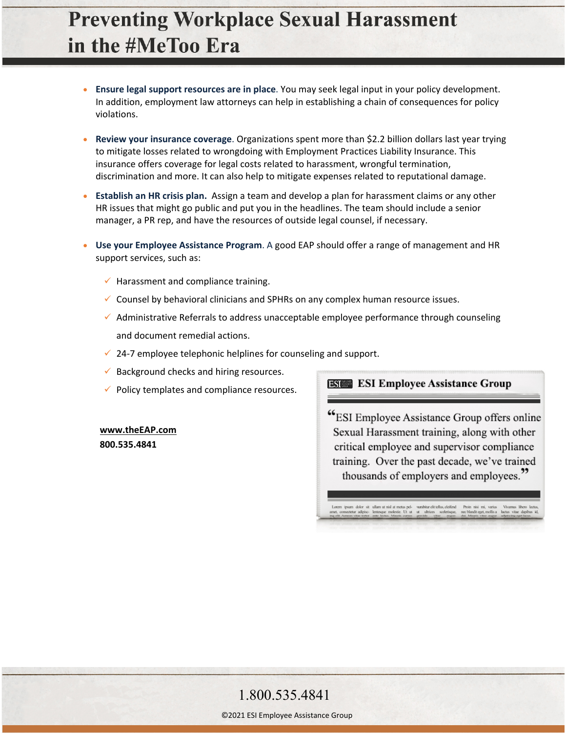# Preventing Workplace Sexual Harassment in the #MeToo Era

- **Ensure legal support resources are in place**. You may seek legal input in your policy development. In addition, employment law attorneys can help in establishing a chain of consequences for policy violations.

- **Review your insurance coverage**. Organizations spent more than $2.2 billion dollars last year trying to mitigate losses related to wrongdoing with Employment Practices Liability Insurance. This insurance offers coverage for legal costs related to harassment, wrongful termination, discrimination and more. It can also help to mitigate expenses related to reputational damage.

- **Establish an HR crisis plan.** Assign a team and develop a plan for harassment claims or any other HR issues that might go public and put you in the headlines. The team should include a senior manager, a PR rep, and have the resources of outside legal counsel, if necessary.

- **Use your Employee Assistance Program**. A good EAP should offer a range of management and HR support services, such as:
  - ✓ Harassment and compliance training.
  - ✓ Counsel by behavioral clinicians and SPHRs on any complex human resource issues.
  - ✓ Administrative Referrals to address unacceptable employee performance through counseling and document remedial actions.
  - ✓ 24-7 employee telephonic helplines for counseling and support.
  - ✓ Background checks and hiring resources.
  - ✓ Policy templates and compliance resources.

**www.theEAP.com**
**800.535.4841**

**ESI Employee Assistance Group**

"ESI Employee Assistance Group offers online Sexual Harassment training, along with other critical employee and supervisor compliance training. Over the past decade, we've trained thousands of employers and employees."

1.800.535.4841

©2021 ESI Employee Assistance Group